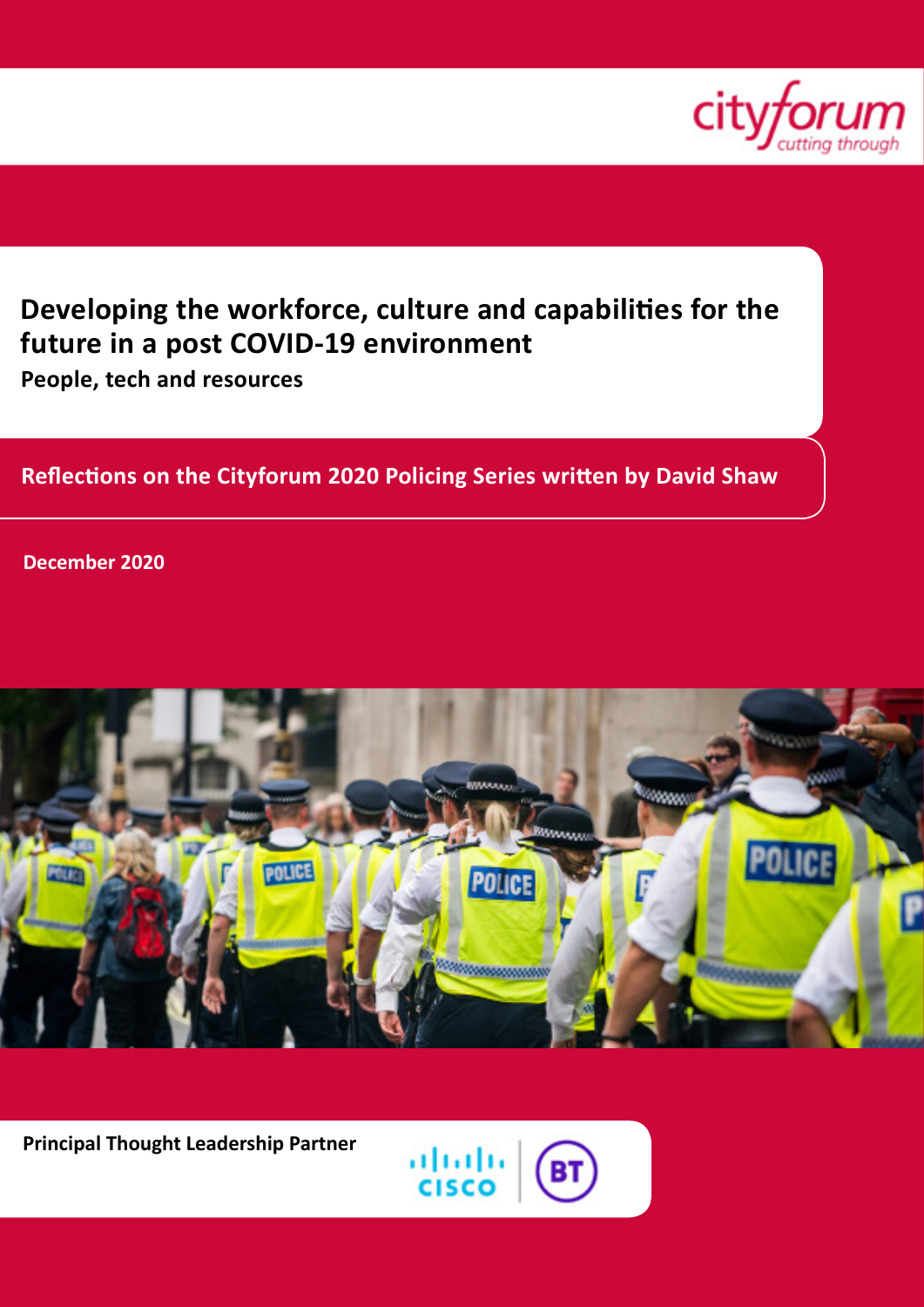cityforum
*cutting through*

# Developing the workforce, culture and capabilities for the future in a post COVID-19 environment

**People, tech and resources**

**Reflections on the Cityforum 2020 Policing Series written by David Shaw**

**December 2020**

**Principal Thought Leadership Partner**

CISCO | BT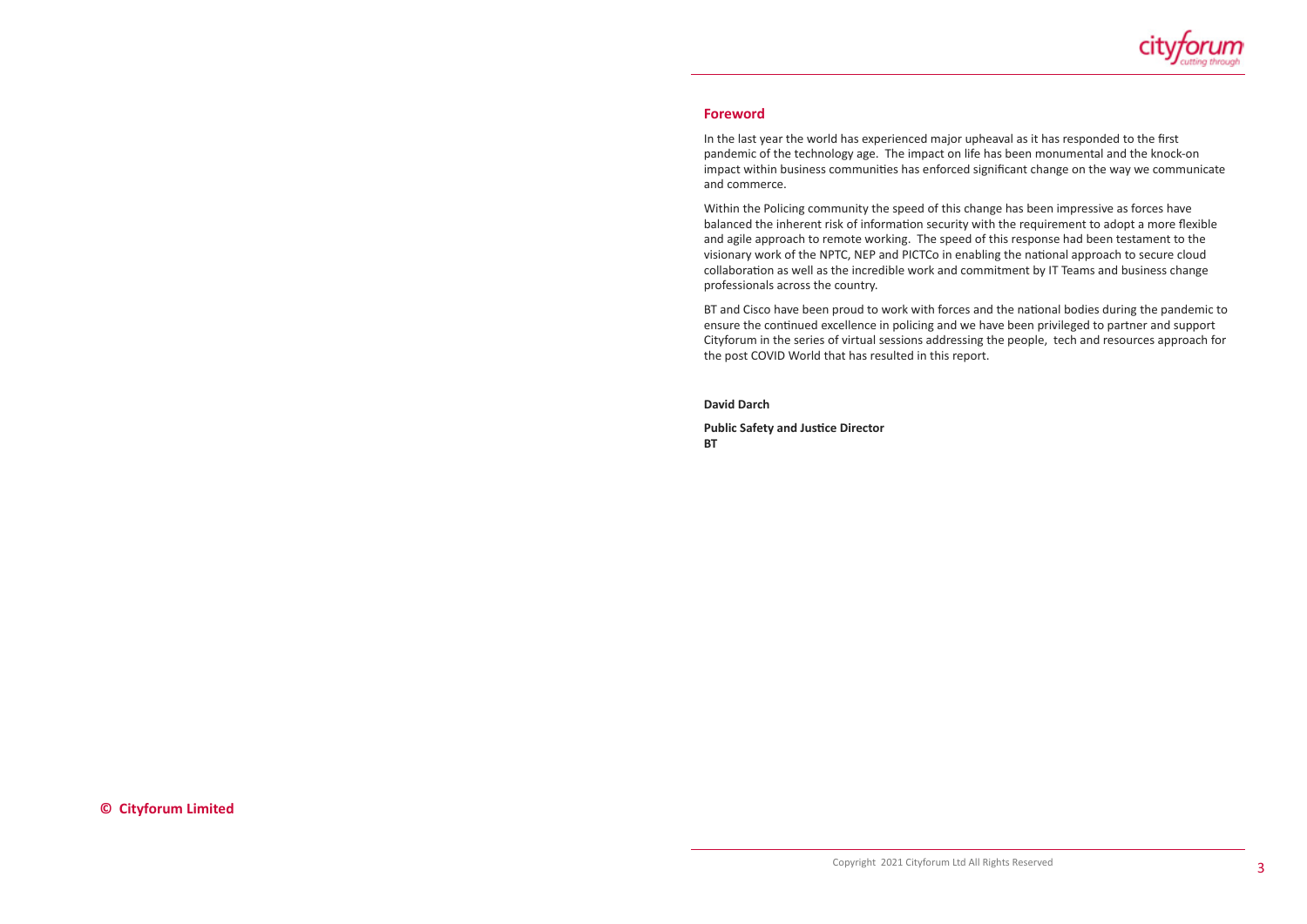## Foreword

In the last year the world has experienced major upheaval as it has responded to the first pandemic of the technology age. The impact on life has been monumental and the knock-on impact within business communities has enforced significant change on the way we communicate and commerce.

Within the Policing community the speed of this change has been impressive as forces have balanced the inherent risk of information security with the requirement to adopt a more flexible and agile approach to remote working. The speed of this response had been testament to the visionary work of the NPTC, NEP and PICTCo in enabling the national approach to secure cloud collaboration as well as the incredible work and commitment by IT Teams and business change professionals across the country.

BT and Cisco have been proud to work with forces and the national bodies during the pandemic to ensure the continued excellence in policing and we have been privileged to partner and support Cityforum in the series of virtual sessions addressing the people, tech and resources approach for the post COVID World that has resulted in this report.

**David Darch**

**Public Safety and Justice Director**
**BT**

**© Cityforum Limited**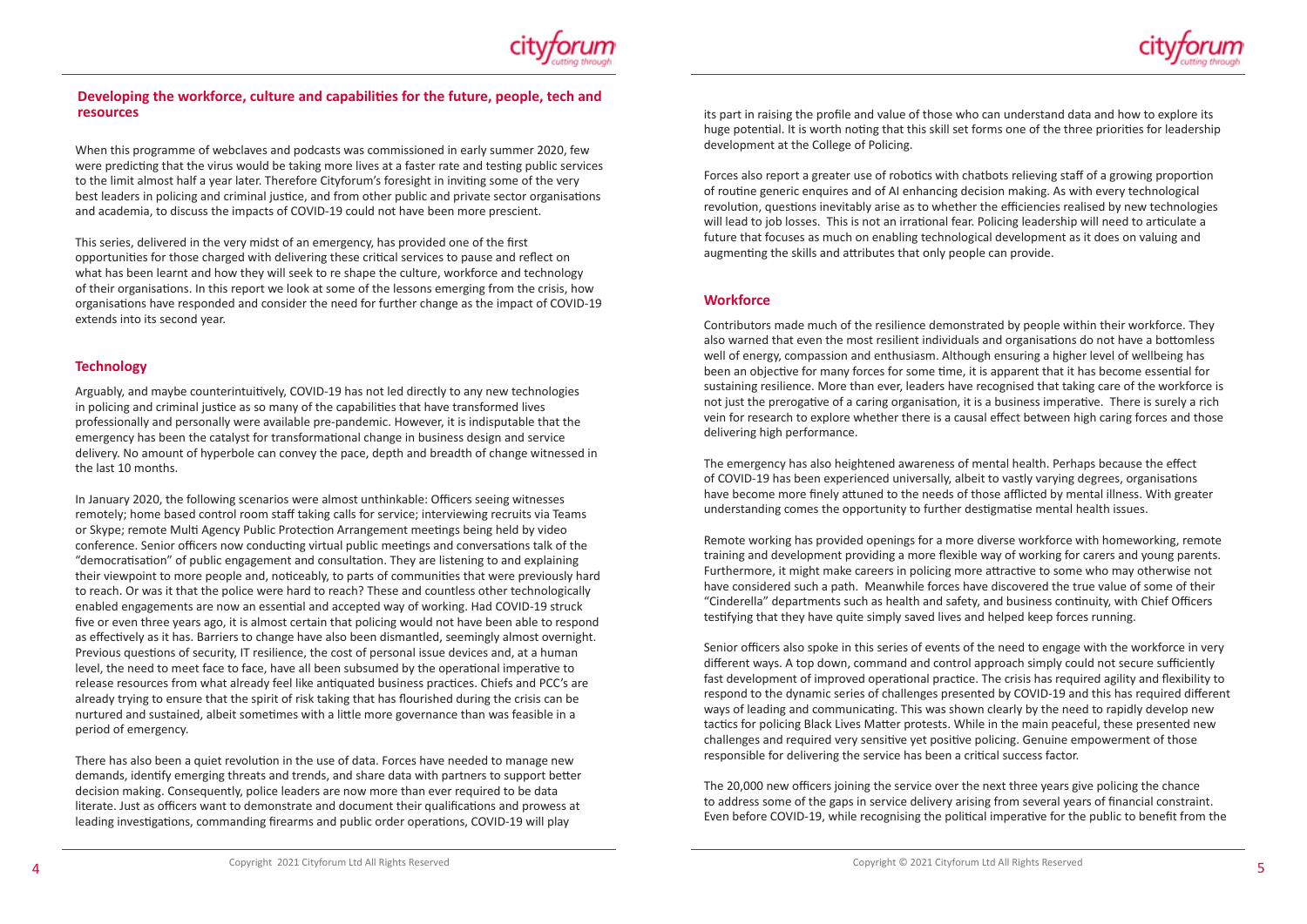## Developing the workforce, culture and capabilities for the future, people, tech and resources

When this programme of webclaves and podcasts was commissioned in early summer 2020, few were predicting that the virus would be taking more lives at a faster rate and testing public services to the limit almost half a year later. Therefore Cityforum's foresight in inviting some of the very best leaders in policing and criminal justice, and from other public and private sector organisations and academia, to discuss the impacts of COVID-19 could not have been more prescient.

This series, delivered in the very midst of an emergency, has provided one of the first opportunities for those charged with delivering these critical services to pause and reflect on what has been learnt and how they will seek to re shape the culture, workforce and technology of their organisations. In this report we look at some of the lessons emerging from the crisis, how organisations have responded and consider the need for further change as the impact of COVID-19 extends into its second year.

### Technology

Arguably, and maybe counterintuitively, COVID-19 has not led directly to any new technologies in policing and criminal justice as so many of the capabilities that have transformed lives professionally and personally were available pre-pandemic. However, it is indisputable that the emergency has been the catalyst for transformational change in business design and service delivery. No amount of hyperbole can convey the pace, depth and breadth of change witnessed in the last 10 months.

In January 2020, the following scenarios were almost unthinkable: Officers seeing witnesses remotely; home based control room staff taking calls for service; interviewing recruits via Teams or Skype; remote Multi Agency Public Protection Arrangement meetings being held by video conference. Senior officers now conducting virtual public meetings and conversations talk of the "democratisation" of public engagement and consultation. They are listening to and explaining their viewpoint to more people and, noticeably, to parts of communities that were previously hard to reach. Or was it that the police were hard to reach? These and countless other technologically enabled engagements are now an essential and accepted way of working. Had COVID-19 struck five or even three years ago, it is almost certain that policing would not have been able to respond as effectively as it has. Barriers to change have also been dismantled, seemingly almost overnight. Previous questions of security, IT resilience, the cost of personal issue devices and, at a human level, the need to meet face to face, have all been subsumed by the operational imperative to release resources from what already feel like antiquated business practices. Chiefs and PCC's are already trying to ensure that the spirit of risk taking that has flourished during the crisis can be nurtured and sustained, albeit sometimes with a little more governance than was feasible in a period of emergency.

There has also been a quiet revolution in the use of data. Forces have needed to manage new demands, identify emerging threats and trends, and share data with partners to support better decision making. Consequently, police leaders are now more than ever required to be data literate. Just as officers want to demonstrate and document their qualifications and prowess at leading investigations, commanding firearms and public order operations, COVID-19 will play its part in raising the profile and value of those who can understand data and how to explore its huge potential. It is worth noting that this skill set forms one of the three priorities for leadership development at the College of Policing.

Forces also report a greater use of robotics with chatbots relieving staff of a growing proportion of routine generic enquires and of AI enhancing decision making. As with every technological revolution, questions inevitably arise as to whether the efficiencies realised by new technologies will lead to job losses. This is not an irrational fear. Policing leadership will need to articulate a future that focuses as much on enabling technological development as it does on valuing and augmenting the skills and attributes that only people can provide.

### Workforce

Contributors made much of the resilience demonstrated by people within their workforce. They also warned that even the most resilient individuals and organisations do not have a bottomless well of energy, compassion and enthusiasm. Although ensuring a higher level of wellbeing has been an objective for many forces for some time, it is apparent that it has become essential for sustaining resilience. More than ever, leaders have recognised that taking care of the workforce is not just the prerogative of a caring organisation, it is a business imperative. There is surely a rich vein for research to explore whether there is a causal effect between high caring forces and those delivering high performance.

The emergency has also heightened awareness of mental health. Perhaps because the effect of COVID-19 has been experienced universally, albeit to vastly varying degrees, organisations have become more finely attuned to the needs of those afflicted by mental illness. With greater understanding comes the opportunity to further destigmatise mental health issues.

Remote working has provided openings for a more diverse workforce with homeworking, remote training and development providing a more flexible way of working for carers and young parents. Furthermore, it might make careers in policing more attractive to some who may otherwise not have considered such a path. Meanwhile forces have discovered the true value of some of their "Cinderella" departments such as health and safety, and business continuity, with Chief Officers testifying that they have quite simply saved lives and helped keep forces running.

Senior officers also spoke in this series of events of the need to engage with the workforce in very different ways. A top down, command and control approach simply could not secure sufficiently fast development of improved operational practice. The crisis has required agility and flexibility to respond to the dynamic series of challenges presented by COVID-19 and this has required different ways of leading and communicating. This was shown clearly by the need to rapidly develop new tactics for policing Black Lives Matter protests. While in the main peaceful, these presented new challenges and required very sensitive yet positive policing. Genuine empowerment of those responsible for delivering the service has been a critical success factor.

The 20,000 new officers joining the service over the next three years give policing the chance to address some of the gaps in service delivery arising from several years of financial constraint. Even before COVID-19, while recognising the political imperative for the public to benefit from the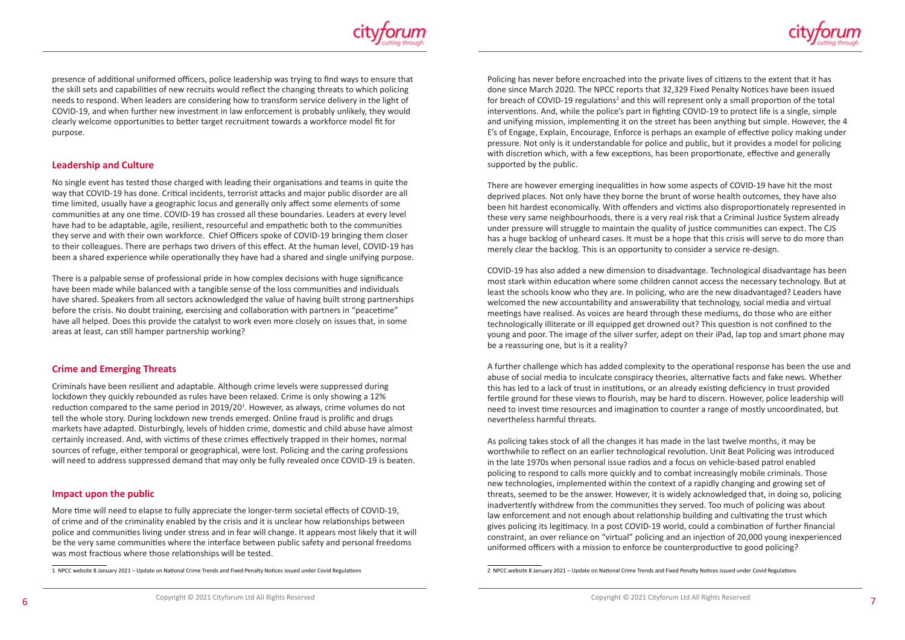presence of additional uniformed officers, police leadership was trying to find ways to ensure that the skill sets and capabilities of new recruits would reflect the changing threats to which policing needs to respond. When leaders are considering how to transform service delivery in the light of COVID-19, and when further new investment in law enforcement is probably unlikely, they would clearly welcome opportunities to better target recruitment towards a workforce model fit for purpose.

## Leadership and Culture

No single event has tested those charged with leading their organisations and teams in quite the way that COVID-19 has done. Critical incidents, terrorist attacks and major public disorder are all time limited, usually have a geographic locus and generally only affect some elements of some communities at any one time. COVID-19 has crossed all these boundaries. Leaders at every level have had to be adaptable, agile, resilient, resourceful and empathetic both to the communities they serve and with their own workforce. Chief Officers spoke of COVID-19 bringing them closer to their colleagues. There are perhaps two drivers of this effect. At the human level, COVID-19 has been a shared experience while operationally they have had a shared and single unifying purpose.

There is a palpable sense of professional pride in how complex decisions with huge significance have been made while balanced with a tangible sense of the loss communities and individuals have shared. Speakers from all sectors acknowledged the value of having built strong partnerships before the crisis. No doubt training, exercising and collaboration with partners in "peacetime" have all helped. Does this provide the catalyst to work even more closely on issues that, in some areas at least, can still hamper partnership working?

## Crime and Emerging Threats

Criminals have been resilient and adaptable. Although crime levels were suppressed during lockdown they quickly rebounded as rules have been relaxed. Crime is only showing a 12% reduction compared to the same period in 2019/20[1]. However, as always, crime volumes do not tell the whole story. During lockdown new trends emerged. Online fraud is prolific and drugs markets have adapted. Disturbingly, levels of hidden crime, domestic and child abuse have almost certainly increased. And, with victims of these crimes effectively trapped in their homes, normal sources of refuge, either temporal or geographical, were lost. Policing and the caring professions will need to address suppressed demand that may only be fully revealed once COVID-19 is beaten.

## Impact upon the public

More time will need to elapse to fully appreciate the longer-term societal effects of COVID-19, of crime and of the criminality enabled by the crisis and it is unclear how relationships between police and communities living under stress and in fear will change. It appears most likely that it will be the very same communities where the interface between public safety and personal freedoms was most fractious where those relationships will be tested.

Policing has never before encroached into the private lives of citizens to the extent that it has done since March 2020. The NPCC reports that 32,329 Fixed Penalty Notices have been issued for breach of COVID-19 regulations[2] and this will represent only a small proportion of the total interventions. And, while the police's part in fighting COVID-19 to protect life is a single, simple and unifying mission, implementing it on the street has been anything but simple. However, the 4 E's of Engage, Explain, Encourage, Enforce is perhaps an example of effective policy making under pressure. Not only is it understandable for police and public, but it provides a model for policing with discretion which, with a few exceptions, has been proportionate, effective and generally supported by the public.

There are however emerging inequalities in how some aspects of COVID-19 have hit the most deprived places. Not only have they borne the brunt of worse health outcomes, they have also been hit hardest economically. With offenders and victims also disproportionately represented in these very same neighbourhoods, there is a very real risk that a Criminal Justice System already under pressure will struggle to maintain the quality of justice communities can expect. The CJS has a huge backlog of unheard cases. It must be a hope that this crisis will serve to do more than merely clear the backlog. This is an opportunity to consider a service re-design.

COVID-19 has also added a new dimension to disadvantage. Technological disadvantage has been most stark within education where some children cannot access the necessary technology. But at least the schools know who they are. In policing, who are the new disadvantaged? Leaders have welcomed the new accountability and answerability that technology, social media and virtual meetings have realised. As voices are heard through these mediums, do those who are either technologically illiterate or ill equipped get drowned out? This question is not confined to the young and poor. The image of the silver surfer, adept on their iPad, lap top and smart phone may be a reassuring one, but is it a reality?

A further challenge which has added complexity to the operational response has been the use and abuse of social media to inculcate conspiracy theories, alternative facts and fake news. Whether this has led to a lack of trust in institutions, or an already existing deficiency in trust provided fertile ground for these views to flourish, may be hard to discern. However, police leadership will need to invest time resources and imagination to counter a range of mostly uncoordinated, but nevertheless harmful threats.

As policing takes stock of all the changes it has made in the last twelve months, it may be worthwhile to reflect on an earlier technological revolution. Unit Beat Policing was introduced in the late 1970s when personal issue radios and a focus on vehicle-based patrol enabled policing to respond to calls more quickly and to combat increasingly mobile criminals. Those new technologies, implemented within the context of a rapidly changing and growing set of threats, seemed to be the answer. However, it is widely acknowledged that, in doing so, policing inadvertently withdrew from the communities they served. Too much of policing was about law enforcement and not enough about relationship building and cultivating the trust which gives policing its legitimacy. In a post COVID-19 world, could a combination of further financial constraint, an over reliance on "virtual" policing and an injection of 20,000 young inexperienced uniformed officers with a mission to enforce be counterproductive to good policing?

---

1 NPCC website 8 January 2021 – Update on National Crime Trends and Fixed Penalty Notices issued under Covid Regulations

2 NPCC website 8 January 2021 – Update on National Crime Trends and Fixed Penalty Notices issued under Covid Regulations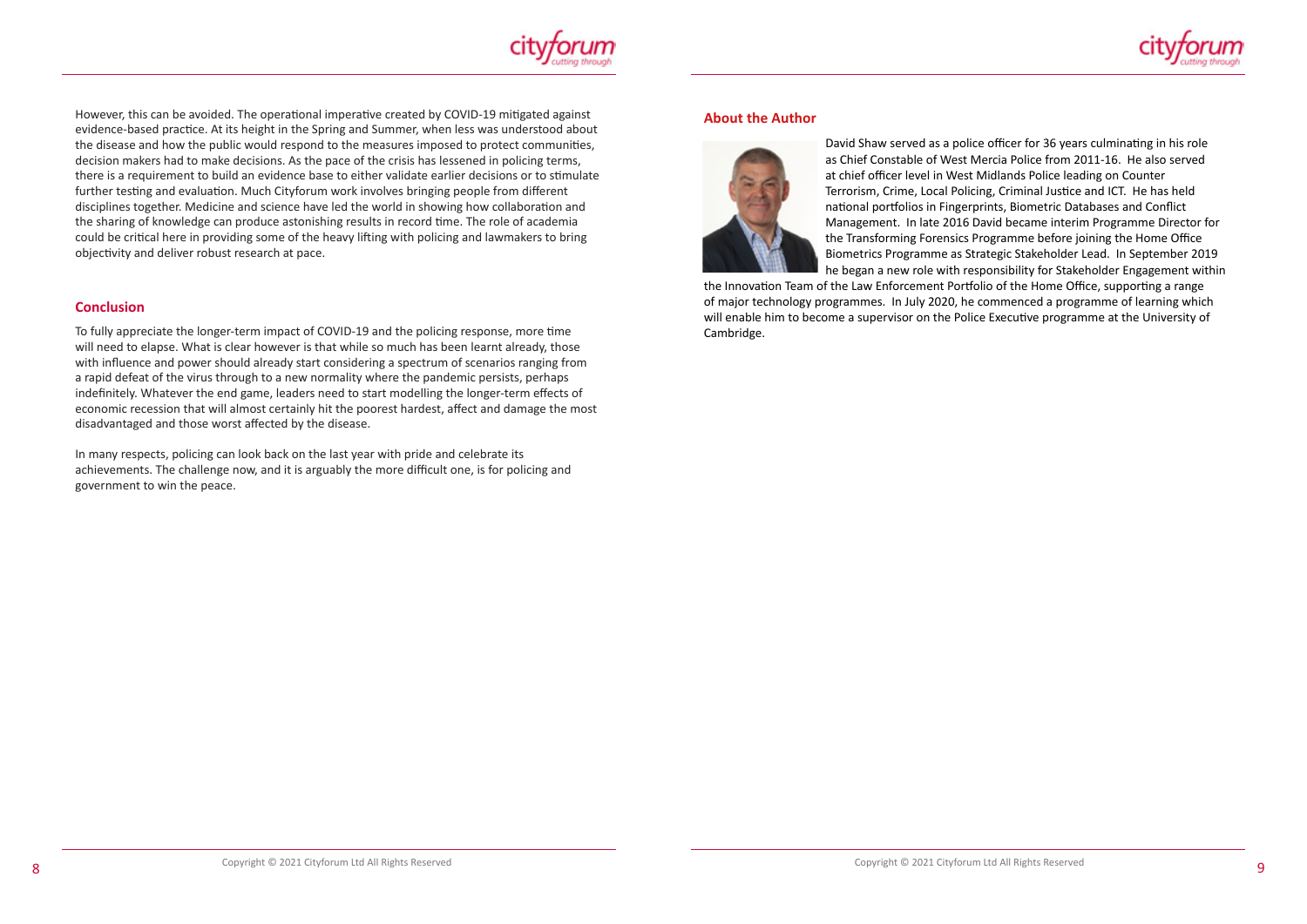However, this can be avoided. The operational imperative created by COVID-19 mitigated against evidence-based practice. At its height in the Spring and Summer, when less was understood about the disease and how the public would respond to the measures imposed to protect communities, decision makers had to make decisions. As the pace of the crisis has lessened in policing terms, there is a requirement to build an evidence base to either validate earlier decisions or to stimulate further testing and evaluation. Much Cityforum work involves bringing people from different disciplines together. Medicine and science have led the world in showing how collaboration and the sharing of knowledge can produce astonishing results in record time. The role of academia could be critical here in providing some of the heavy lifting with policing and lawmakers to bring objectivity and deliver robust research at pace.

## Conclusion

To fully appreciate the longer-term impact of COVID-19 and the policing response, more time will need to elapse. What is clear however is that while so much has been learnt already, those with influence and power should already start considering a spectrum of scenarios ranging from a rapid defeat of the virus through to a new normality where the pandemic persists, perhaps indefinitely. Whatever the end game, leaders need to start modelling the longer-term effects of economic recession that will almost certainly hit the poorest hardest, affect and damage the most disadvantaged and those worst affected by the disease.

In many respects, policing can look back on the last year with pride and celebrate its achievements. The challenge now, and it is arguably the more difficult one, is for policing and government to win the peace.

## About the Author

David Shaw served as a police officer for 36 years culminating in his role as Chief Constable of West Mercia Police from 2011-16. He also served at chief officer level in West Midlands Police leading on Counter Terrorism, Crime, Local Policing, Criminal Justice and ICT. He has held national portfolios in Fingerprints, Biometric Databases and Conflict Management. In late 2016 David became interim Programme Director for the Transforming Forensics Programme before joining the Home Office Biometrics Programme as Strategic Stakeholder Lead. In September 2019 he began a new role with responsibility for Stakeholder Engagement within the Innovation Team of the Law Enforcement Portfolio of the Home Office, supporting a range of major technology programmes. In July 2020, he commenced a programme of learning which will enable him to become a supervisor on the Police Executive programme at the University of Cambridge.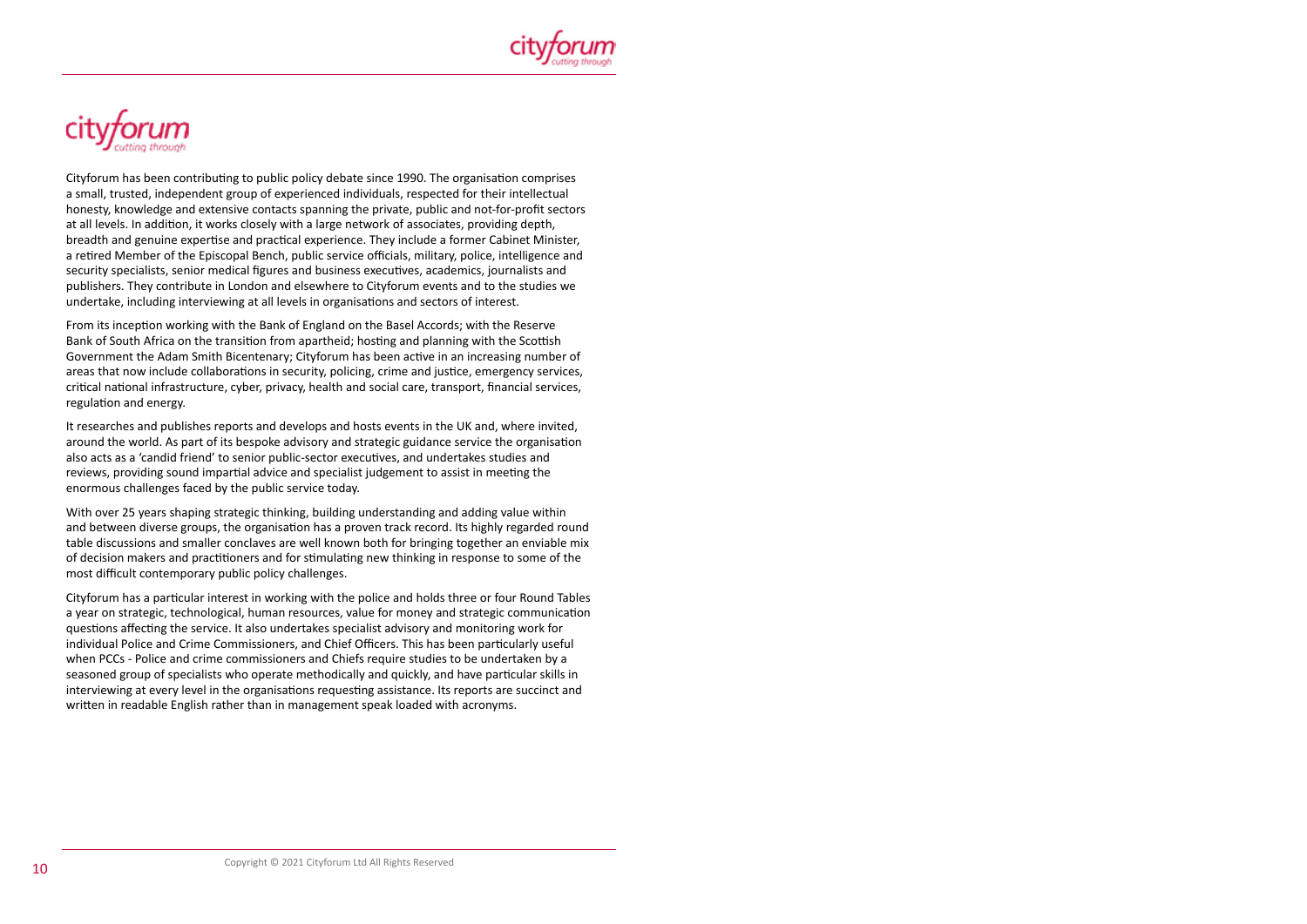Cityforum has been contributing to public policy debate since 1990. The organisation comprises a small, trusted, independent group of experienced individuals, respected for their intellectual honesty, knowledge and extensive contacts spanning the private, public and not-for-profit sectors at all levels. In addition, it works closely with a large network of associates, providing depth, breadth and genuine expertise and practical experience. They include a former Cabinet Minister, a retired Member of the Episcopal Bench, public service officials, military, police, intelligence and security specialists, senior medical figures and business executives, academics, journalists and publishers. They contribute in London and elsewhere to Cityforum events and to the studies we undertake, including interviewing at all levels in organisations and sectors of interest.

From its inception working with the Bank of England on the Basel Accords; with the Reserve Bank of South Africa on the transition from apartheid; hosting and planning with the Scottish Government the Adam Smith Bicentenary; Cityforum has been active in an increasing number of areas that now include collaborations in security, policing, crime and justice, emergency services, critical national infrastructure, cyber, privacy, health and social care, transport, financial services, regulation and energy.

It researches and publishes reports and develops and hosts events in the UK and, where invited, around the world. As part of its bespoke advisory and strategic guidance service the organisation also acts as a 'candid friend' to senior public-sector executives, and undertakes studies and reviews, providing sound impartial advice and specialist judgement to assist in meeting the enormous challenges faced by the public service today.

With over 25 years shaping strategic thinking, building understanding and adding value within and between diverse groups, the organisation has a proven track record. Its highly regarded round table discussions and smaller conclaves are well known both for bringing together an enviable mix of decision makers and practitioners and for stimulating new thinking in response to some of the most difficult contemporary public policy challenges.

Cityforum has a particular interest in working with the police and holds three or four Round Tables a year on strategic, technological, human resources, value for money and strategic communication questions affecting the service. It also undertakes specialist advisory and monitoring work for individual Police and Crime Commissioners, and Chief Officers. This has been particularly useful when PCCs - Police and crime commissioners and Chiefs require studies to be undertaken by a seasoned group of specialists who operate methodically and quickly, and have particular skills in interviewing at every level in the organisations requesting assistance. Its reports are succinct and written in readable English rather than in management speak loaded with acronyms.

Copyright © 2021 Cityforum Ltd All Rights Reserved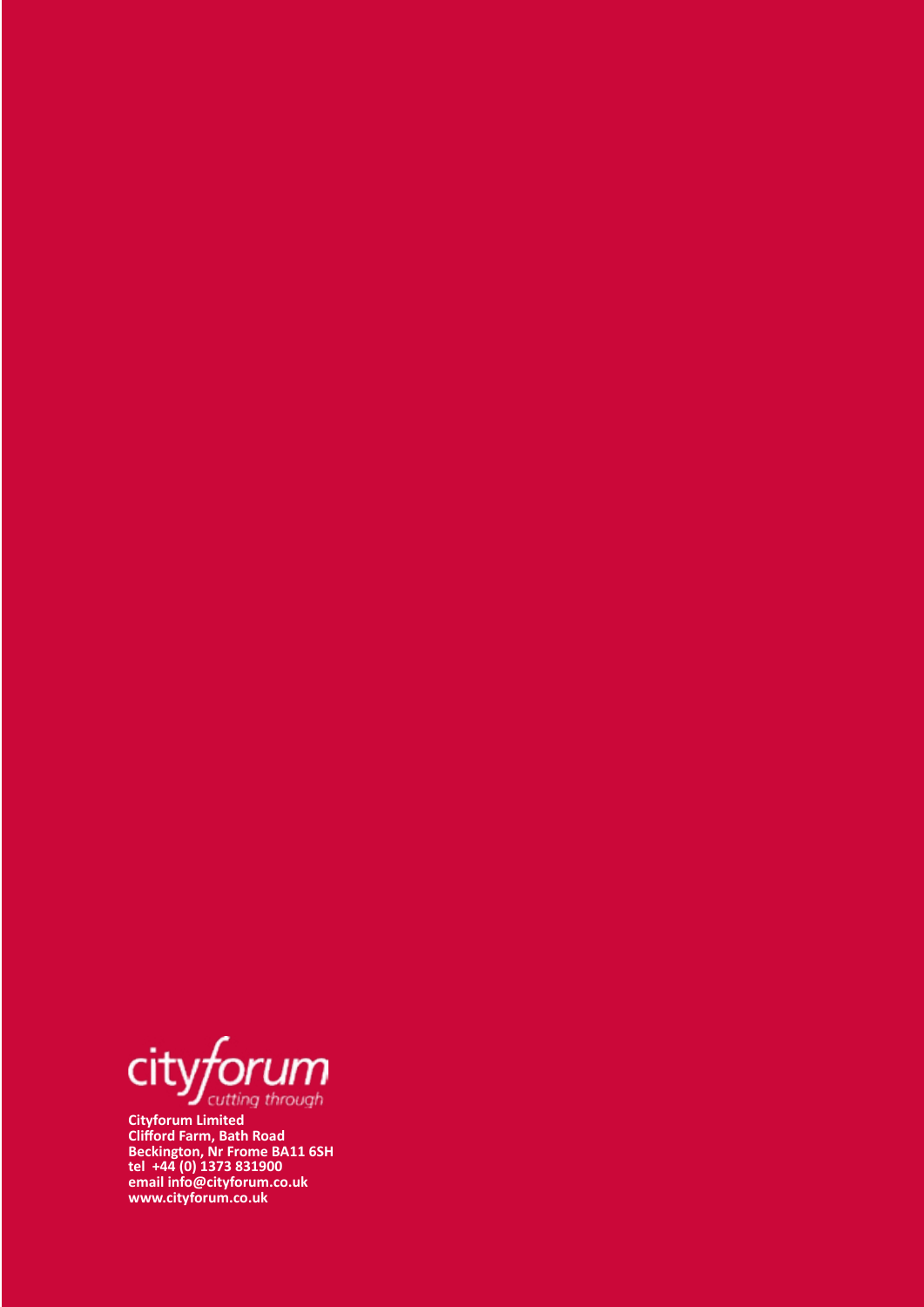cityforum
*cutting through*

**Cityforum Limited**
**Clifford Farm, Bath Road**
**Beckington, Nr Frome BA11 6SH**
**tel +44 (0) 1373 831900**
**email info@cityforum.co.uk**
**www.cityforum.co.uk**